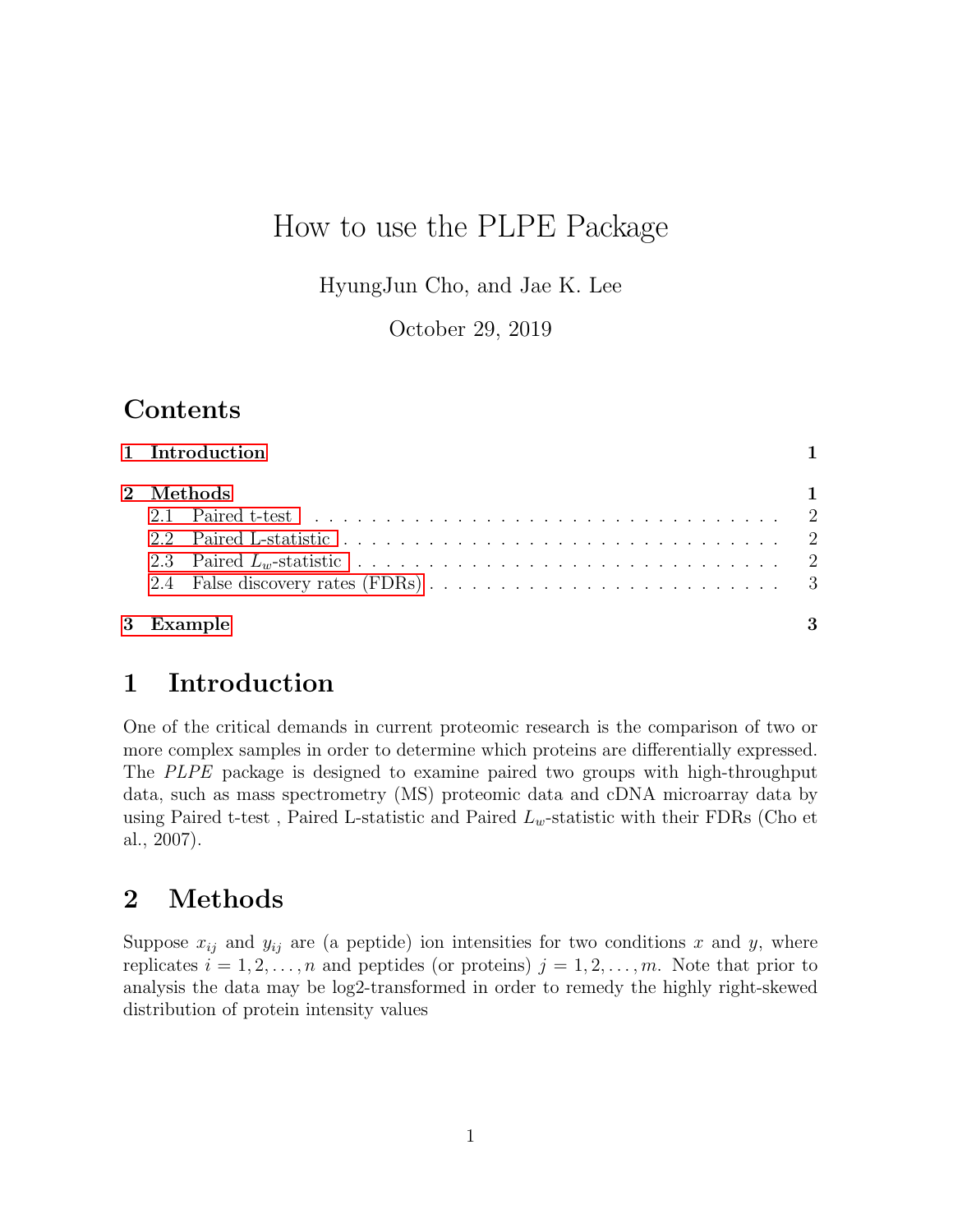# How to use the PLPE Package

HyungJun Cho, and Jae K. Lee

October 29, 2019

## Contents

1 Introduction 1

2 Methods 1
- 2.1 Paired t-test 2
- 2.2 Paired L-statistic 2
- 2.3 Paired $L_w$-statistic 2
- 2.4 False discovery rates (FDRs) 3

3 Example 3

## 1 Introduction

One of the critical demands in current proteomic research is the comparison of two or more complex samples in order to determine which proteins are differentially expressed. The *PLPE* package is designed to examine paired two groups with high-throughput data, such as mass spectrometry (MS) proteomic data and cDNA microarray data by using Paired t-test , Paired L-statistic and Paired $L_w$-statistic with their FDRs (Cho et al., 2007).

## 2 Methods

Suppose $x_{ij}$ and $y_{ij}$ are (a peptide) ion intensities for two conditions $x$ and $y$, where replicates $i = 1, 2, \ldots, n$ and peptides (or proteins) $j = 1, 2, \ldots, m$. Note that prior to analysis the data may be log2-transformed in order to remedy the highly right-skewed distribution of protein intensity values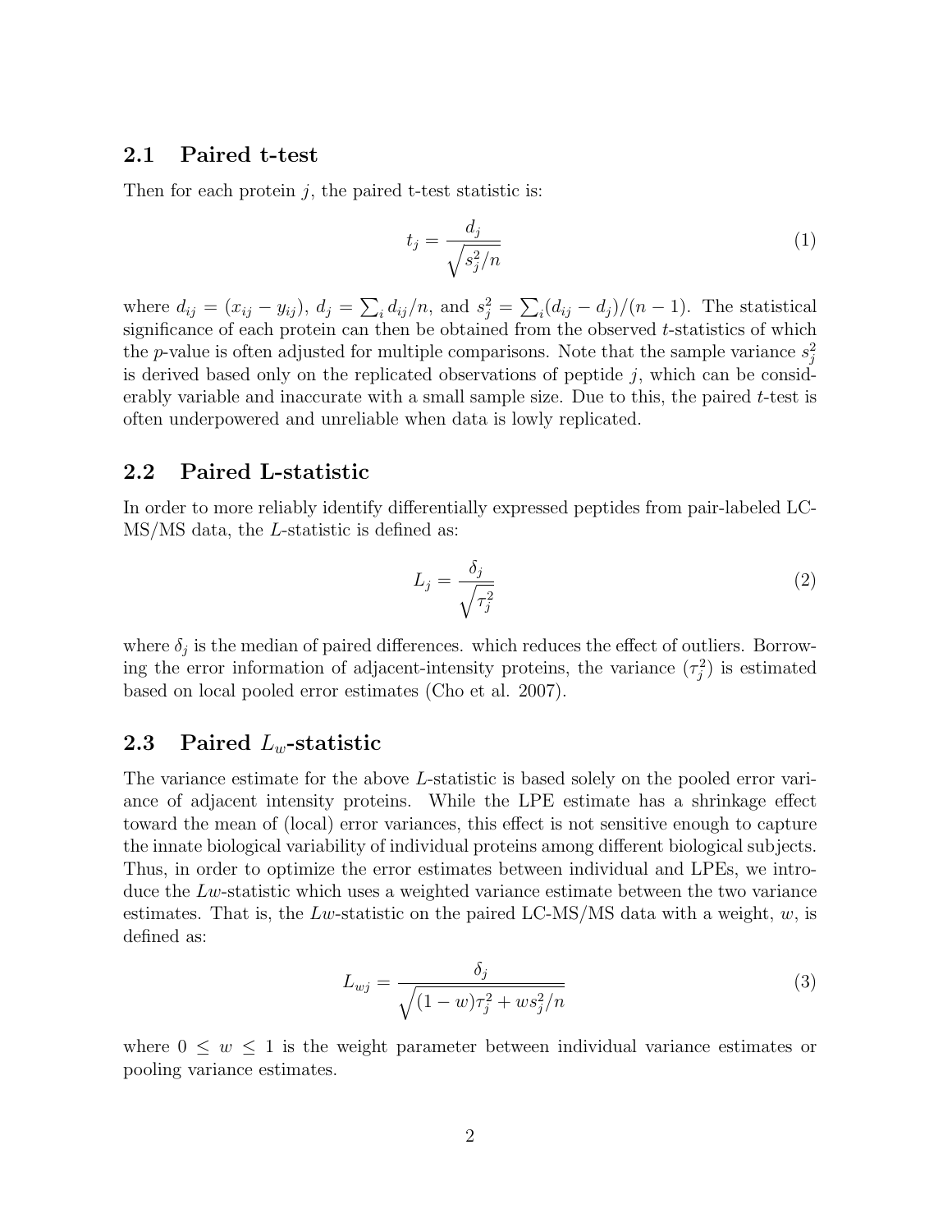## 2.1 Paired t-test

Then for each protein $j$, the paired t-test statistic is:

$$t_j = \frac{d_j}{\sqrt{s_j^2/n}} \tag{1}$$

where $d_{ij} = (x_{ij} - y_{ij})$, $d_j = \sum_i d_{ij}/n$, and $s_j^2 = \sum_i (d_{ij} - d_j)/(n-1)$. The statistical significance of each protein can then be obtained from the observed $t$-statistics of which the $p$-value is often adjusted for multiple comparisons. Note that the sample variance $s_j^2$ is derived based only on the replicated observations of peptide $j$, which can be considerably variable and inaccurate with a small sample size. Due to this, the paired $t$-test is often underpowered and unreliable when data is lowly replicated.

## 2.2 Paired L-statistic

In order to more reliably identify differentially expressed peptides from pair-labeled LC-MS/MS data, the $L$-statistic is defined as:

$$L_j = \frac{\delta_j}{\sqrt{\tau_j^2}} \tag{2}$$

where $\delta_j$ is the median of paired differences. which reduces the effect of outliers. Borrowing the error information of adjacent-intensity proteins, the variance ($\tau_j^2$) is estimated based on local pooled error estimates (Cho et al. 2007).

## 2.3 Paired $L_w$-statistic

The variance estimate for the above $L$-statistic is based solely on the pooled error variance of adjacent intensity proteins. While the LPE estimate has a shrinkage effect toward the mean of (local) error variances, this effect is not sensitive enough to capture the innate biological variability of individual proteins among different biological subjects. Thus, in order to optimize the error estimates between individual and LPEs, we introduce the $Lw$-statistic which uses a weighted variance estimate between the two variance estimates. That is, the $Lw$-statistic on the paired LC-MS/MS data with a weight, $w$, is defined as:

$$L_{wj} = \frac{\delta_j}{\sqrt{(1-w)\tau_j^2 + w s_j^2/n}} \tag{3}$$

where $0 \leq w \leq 1$ is the weight parameter between individual variance estimates or pooling variance estimates.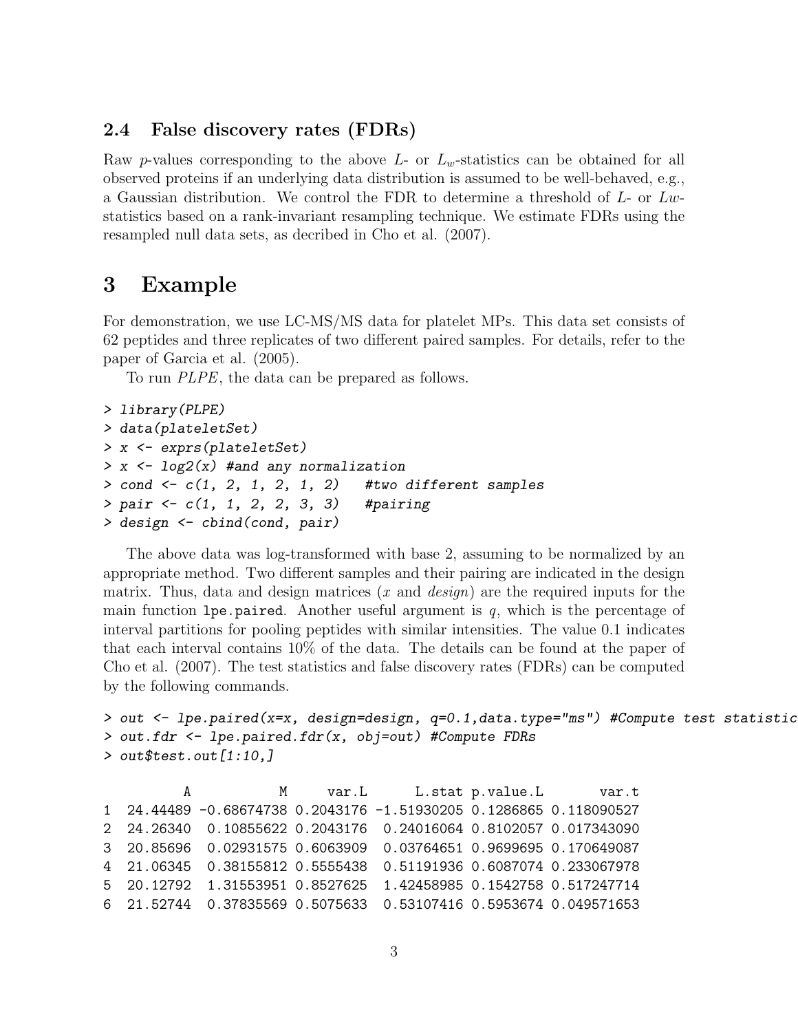## 2.4 False discovery rates (FDRs)

Raw $p$-values corresponding to the above $L$- or $L_w$-statistics can be obtained for all observed proteins if an underlying data distribution is assumed to be well-behaved, e.g., a Gaussian distribution. We control the FDR to determine a threshold of $L$- or $Lw$-statistics based on a rank-invariant resampling technique. We estimate FDRs using the resampled null data sets, as decribed in Cho et al. (2007).

# 3 Example

For demonstration, we use LC-MS/MS data for platelet MPs. This data set consists of 62 peptides and three replicates of two different paired samples. For details, refer to the paper of Garcia et al. (2005).

To run *PLPE*, the data can be prepared as follows.

```
> library(PLPE)
> data(plateletSet)
> x <- exprs(plateletSet)
> x <- log2(x) #and any normalization
> cond <- c(1, 2, 1, 2, 1, 2)   #two different samples
> pair <- c(1, 1, 2, 2, 3, 3)   #pairing
> design <- cbind(cond, pair)
```

The above data was log-transformed with base 2, assuming to be normalized by an appropriate method. Two different samples and their pairing are indicated in the design matrix. Thus, data and design matrices ($x$ and *design*) are the required inputs for the main function `lpe.paired`. Another useful argument is $q$, which is the percentage of interval partitions for pooling peptides with similar intensities. The value 0.1 indicates that each interval contains 10% of the data. The details can be found at the paper of Cho et al. (2007). The test statistics and false discovery rates (FDRs) can be computed by the following commands.

```
> out <- lpe.paired(x=x, design=design, q=0.1,data.type="ms") #Compute test statistic
> out.fdr <- lpe.paired.fdr(x, obj=out) #Compute FDRs
> out$test.out[1:10,]

         A           M     var.L      L.stat p.value.L       var.t
1 24.44489 -0.68674738 0.2043176 -1.51930205 0.1286865 0.118090527
2 24.26340  0.10855622 0.2043176  0.24016064 0.8102057 0.017343090
3 20.85696  0.02931575 0.6063909  0.03764651 0.9699695 0.170649087
4 21.06345  0.38155812 0.5555438  0.51191936 0.6087074 0.233067978
5 20.12792  1.31553951 0.8527625  1.42458985 0.1542758 0.517247714
6 21.52744  0.37835569 0.5075633  0.53107416 0.5953674 0.049571653
```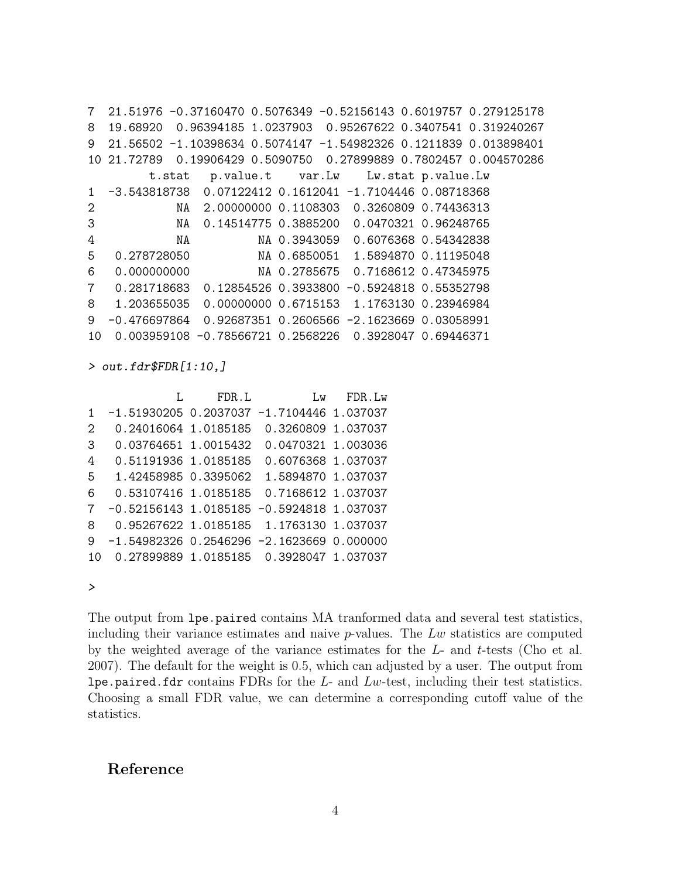```
7  21.51976 -0.37160470 0.5076349 -0.52156143 0.6019757 0.279125178
8  19.68920  0.96394185 1.0237903  0.95267622 0.3407541 0.319240267
9  21.56502 -1.10398634 0.5074147 -1.54982326 0.1211839 0.013898401
10 21.72789  0.19906429 0.5090750  0.27899889 0.7802457 0.004570286
         t.stat   p.value.t    var.Lw    Lw.stat p.value.Lw
1  -3.543818738  0.07122412 0.1612041 -1.7104446 0.08718368
2            NA  2.00000000 0.1108303  0.3260809 0.74436313
3            NA  0.14514775 0.3885200  0.0470321 0.96248765
4            NA          NA 0.3943059  0.6076368 0.54342838
5   0.278728050          NA 0.6850051  1.5894870 0.11195048
6   0.000000000          NA 0.2785675  0.7168612 0.47345975
7   0.281718683  0.12854526 0.3933800 -0.5924818 0.55352798
8   1.203655035  0.00000000 0.6715153  1.1763130 0.23946984
9  -0.476697864  0.92687351 0.2606566 -2.1623669 0.03058991
10  0.003959108 -0.78566721 0.2568226  0.3928047 0.69446371

> out.fdr$FDR[1:10,]

             L     FDR.L         Lw   FDR.Lw
1  -1.51930205 0.2037037 -1.7104446 1.037037
2   0.24016064 1.0185185  0.3260809 1.037037
3   0.03764651 1.0015432  0.0470321 1.003036
4   0.51191936 1.0185185  0.6076368 1.037037
5   1.42458985 0.3395062  1.5894870 1.037037
6   0.53107416 1.0185185  0.7168612 1.037037
7  -0.52156143 1.0185185 -0.5924818 1.037037
8   0.95267622 1.0185185  1.1763130 1.037037
9  -1.54982326 0.2546296 -2.1623669 0.000000
10  0.27899889 1.0185185  0.3928047 1.037037

>
```

The output from `lpe.paired` contains MA tranformed data and several test statistics, including their variance estimates and naive $p$-values. The $Lw$ statistics are computed by the weighted average of the variance estimates for the $L$- and $t$-tests (Cho et al. 2007). The default for the weight is 0.5, which can adjusted by a user. The output from `lpe.paired.fdr` contains FDRs for the $L$- and $Lw$-test, including their test statistics. Choosing a small FDR value, we can determine a corresponding cutoff value of the statistics.

## Reference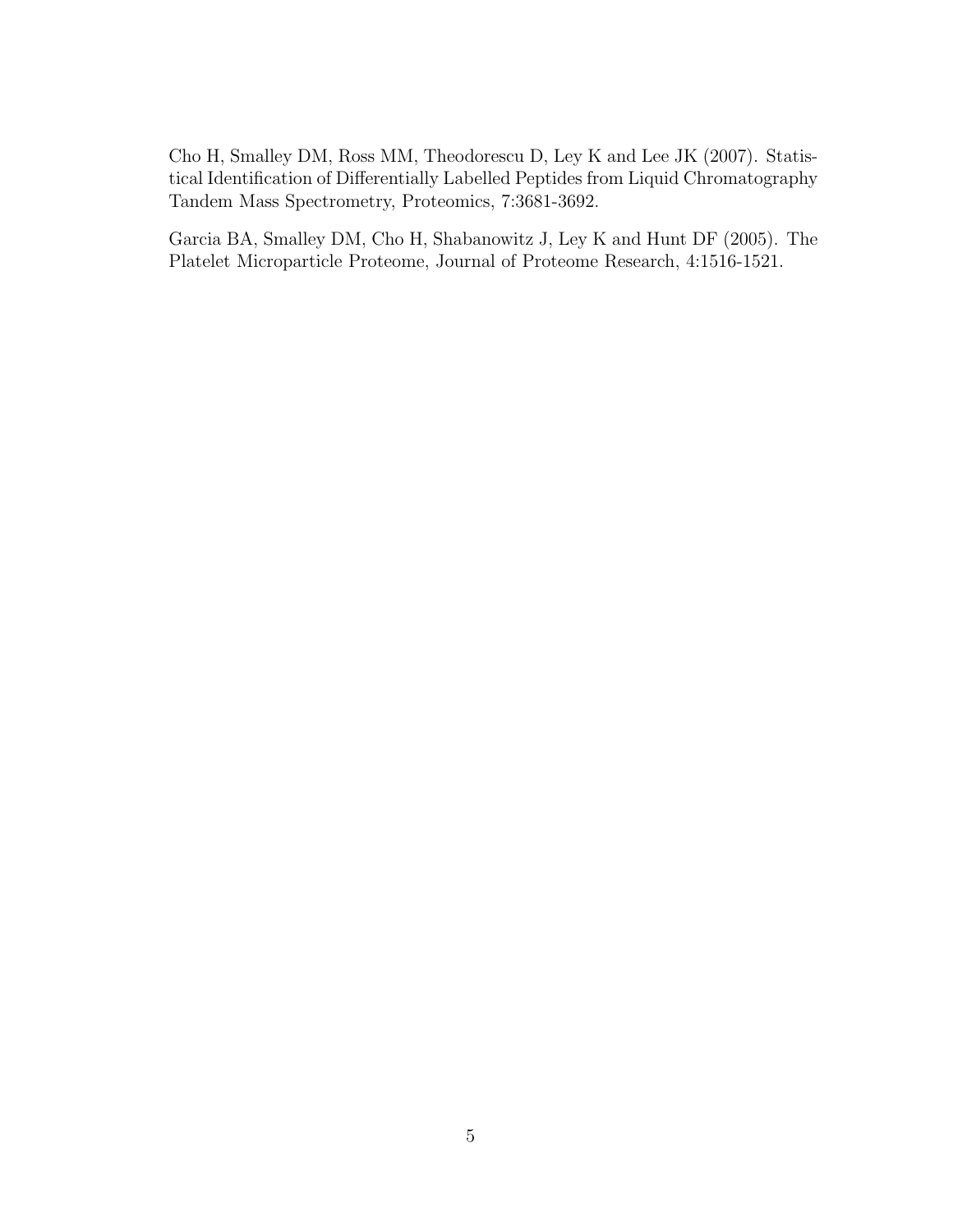Cho H, Smalley DM, Ross MM, Theodorescu D, Ley K and Lee JK (2007). Statistical Identification of Differentially Labelled Peptides from Liquid Chromatography Tandem Mass Spectrometry, Proteomics, 7:3681-3692.

Garcia BA, Smalley DM, Cho H, Shabanowitz J, Ley K and Hunt DF (2005). The Platelet Microparticle Proteome, Journal of Proteome Research, 4:1516-1521.